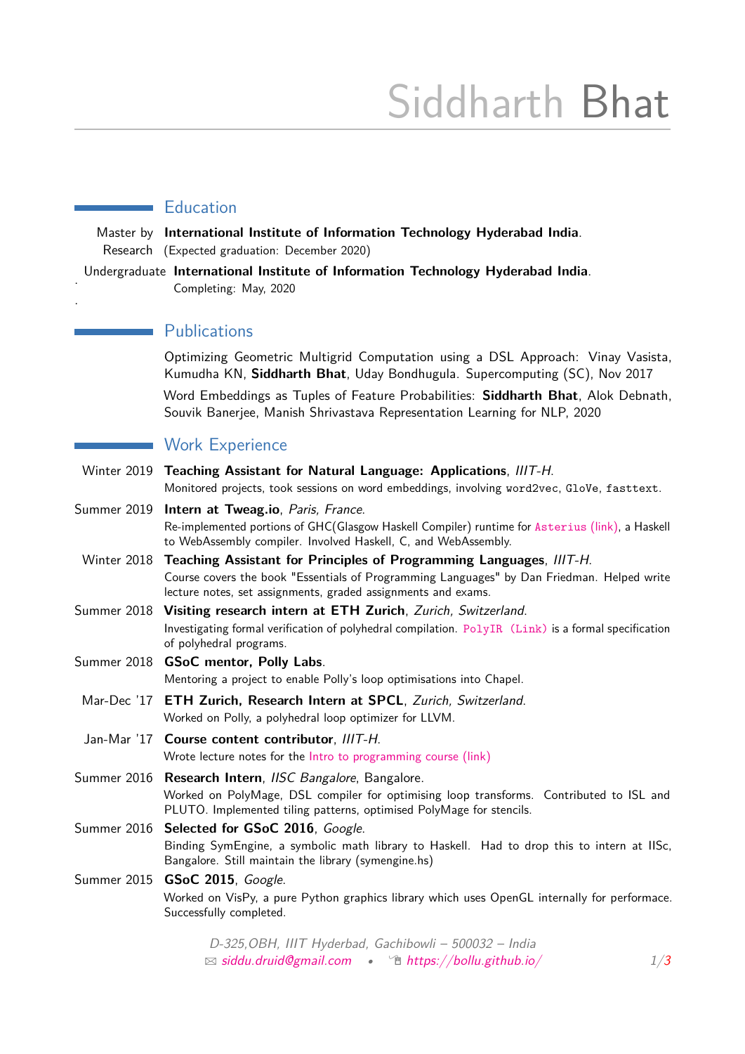# Siddharth Bhat

## Education

Master by Research **International Institute of Information Technology Hyderabad India**.
(Expected graduation: December 2020)

Undergraduate **International Institute of Information Technology Hyderabad India**.
Completing: May, 2020

## Publications

Optimizing Geometric Multigrid Computation using a DSL Approach: Vinay Vasista, Kumudha KN, **Siddharth Bhat**, Uday Bondhugula. Supercomputing (SC), Nov 2017

Word Embeddings as Tuples of Feature Probabilities: **Siddharth Bhat**, Alok Debnath, Souvik Banerjee, Manish Shrivastava Representation Learning for NLP, 2020

## Work Experience

Winter 2019 **Teaching Assistant for Natural Language: Applications**, *IIIT-H*.
Monitored projects, took sessions on word embeddings, involving `word2vec`, `GloVe`, `fasttext`.

Summer 2019 **Intern at Tweag.io**, *Paris, France*.
Re-implemented portions of GHC(Glasgow Haskell Compiler) runtime for `Asterius` (link), a Haskell to WebAssembly compiler. Involved Haskell, C, and WebAssembly.

Winter 2018 **Teaching Assistant for Principles of Programming Languages**, *IIIT-H*.
Course covers the book "Essentials of Programming Languages" by Dan Friedman. Helped write lecture notes, set assignments, graded assignments and exams.

Summer 2018 **Visiting research intern at ETH Zurich**, *Zurich, Switzerland*.
Investigating formal verification of polyhedral compilation. `PolyIR (Link)` is a formal specification of polyhedral programs.

Summer 2018 **GSoC mentor, Polly Labs**.
Mentoring a project to enable Polly's loop optimisations into Chapel.

Mar-Dec '17 **ETH Zurich, Research Intern at SPCL**, *Zurich, Switzerland*.
Worked on Polly, a polyhedral loop optimizer for LLVM.

Jan-Mar '17 **Course content contributor**, *IIIT-H*.
Wrote lecture notes for the Intro to programming course (link)

Summer 2016 **Research Intern**, *IISC Bangalore*, Bangalore.
Worked on PolyMage, DSL compiler for optimising loop transforms. Contributed to ISL and PLUTO. Implemented tiling patterns, optimised PolyMage for stencils.

Summer 2016 **Selected for GSoC 2016**, *Google*.
Binding SymEngine, a symbolic math library to Haskell. Had to drop this to intern at IISc, Bangalore. Still maintain the library (symengine.hs)

Summer 2015 **GSoC 2015**, *Google*.
Worked on VisPy, a pure Python graphics library which uses OpenGL internally for performace. Successfully completed.

*D-325,OBH, IIIT Hyderbad, Gachibowli – 500032 – India*
✉ *siddu.druid@gmail.com* • *https://bollu.github.io/*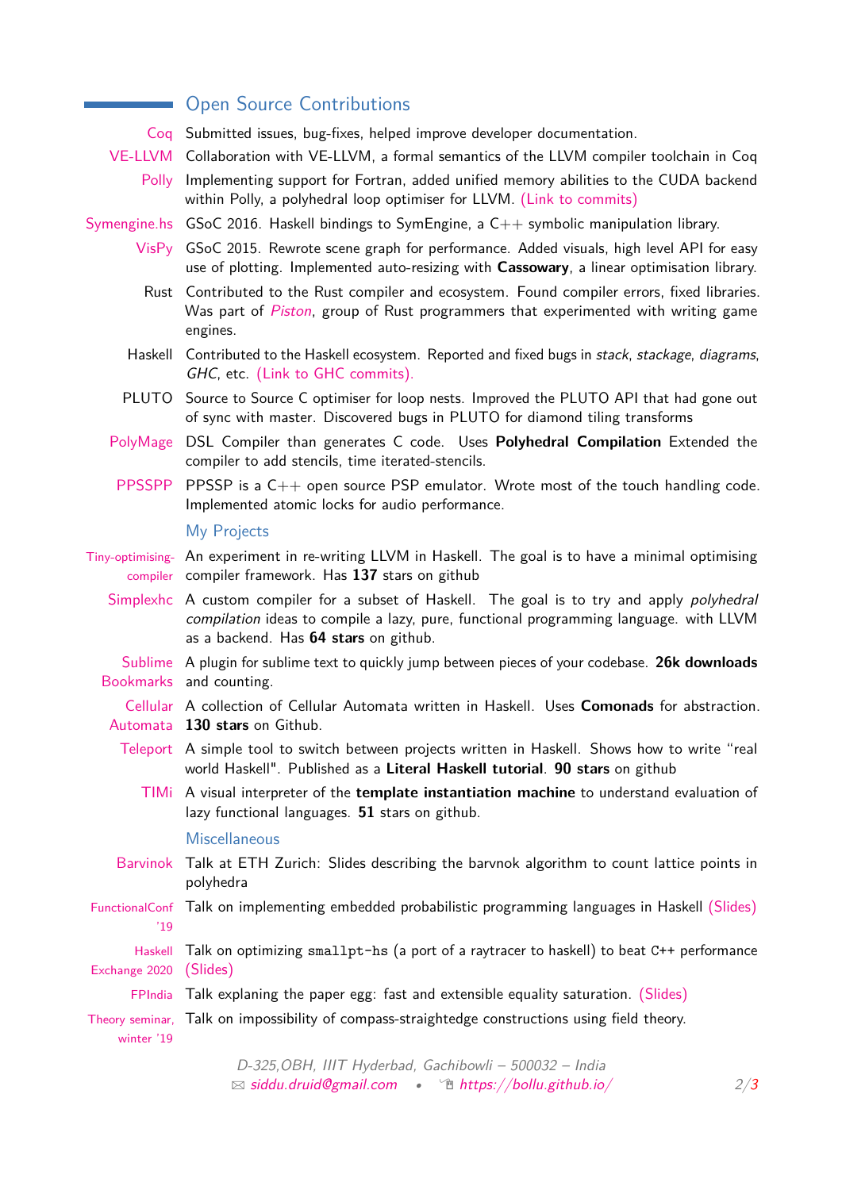## Open Source Contributions

**Coq** Submitted issues, bug-fixes, helped improve developer documentation.

**VE-LLVM** Collaboration with VE-LLVM, a formal semantics of the LLVM compiler toolchain in Coq

**Polly** Implementing support for Fortran, added unified memory abilities to the CUDA backend within Polly, a polyhedral loop optimiser for LLVM. (Link to commits)

**Symengine.hs** GSoC 2016. Haskell bindings to SymEngine, a C++ symbolic manipulation library.

**VisPy** GSoC 2015. Rewrote scene graph for performance. Added visuals, high level API for easy use of plotting. Implemented auto-resizing with **Cassowary**, a linear optimisation library.

**Rust** Contributed to the Rust compiler and ecosystem. Found compiler errors, fixed libraries. Was part of *Piston*, group of Rust programmers that experimented with writing game engines.

**Haskell** Contributed to the Haskell ecosystem. Reported and fixed bugs in *stack*, *stackage*, *diagrams*, *GHC*, etc. (Link to GHC commits).

**PLUTO** Source to Source C optimiser for loop nests. Improved the PLUTO API that had gone out of sync with master. Discovered bugs in PLUTO for diamond tiling transforms

**PolyMage** DSL Compiler than generates C code. Uses **Polyhedral Compilation** Extended the compiler to add stencils, time iterated-stencils.

**PPSSPP** PPSSP is a C++ open source PSP emulator. Wrote most of the touch handling code. Implemented atomic locks for audio performance.

### My Projects

**Tiny-optimising-compiler** An experiment in re-writing LLVM in Haskell. The goal is to have a minimal optimising compiler framework. Has **137** stars on github

**Simplexhc** A custom compiler for a subset of Haskell. The goal is to try and apply *polyhedral compilation* ideas to compile a lazy, pure, functional programming language. with LLVM as a backend. Has **64 stars** on github.

**Sublime Bookmarks** A plugin for sublime text to quickly jump between pieces of your codebase. **26k downloads** and counting.

**Cellular Automata** A collection of Cellular Automata written in Haskell. Uses **Comonads** for abstraction. **130 stars** on Github.

**Teleport** A simple tool to switch between projects written in Haskell. Shows how to write "real world Haskell". Published as a **Literal Haskell tutorial**. **90 stars** on github

**TIMi** A visual interpreter of the **template instantiation machine** to understand evaluation of lazy functional languages. **51** stars on github.

### Miscellaneous

**Barvinok** Talk at ETH Zurich: Slides describing the barvnok algorithm to count lattice points in polyhedra

**FunctionalConf '19** Talk on implementing embedded probabilistic programming languages in Haskell (Slides)

**Haskell Exchange 2020** Talk on optimizing `smallpt-hs` (a port of a raytracer to haskell) to beat `C++` performance (Slides)

**FPIndia** Talk explaning the paper egg: fast and extensible equality saturation. (Slides)

**Theory seminar, winter '19** Talk on impossibility of compass-straightedge constructions using field theory.

D-325,OBH, IIIT Hyderbad, Gachibowli – 500032 – India
siddu.druid@gmail.com • https://bollu.github.io/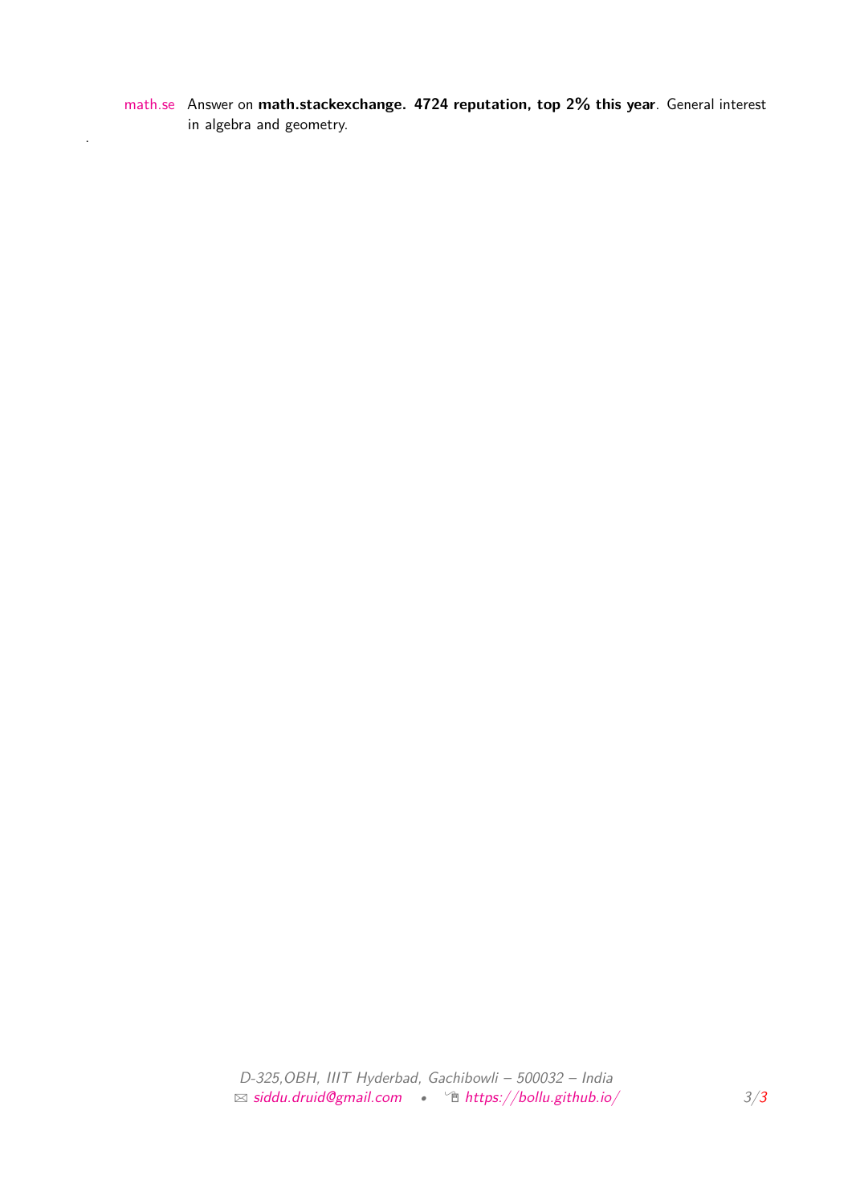math.se Answer on **math.stackexchange. 4724 reputation, top 2% this year**. General interest in algebra and geometry.

.